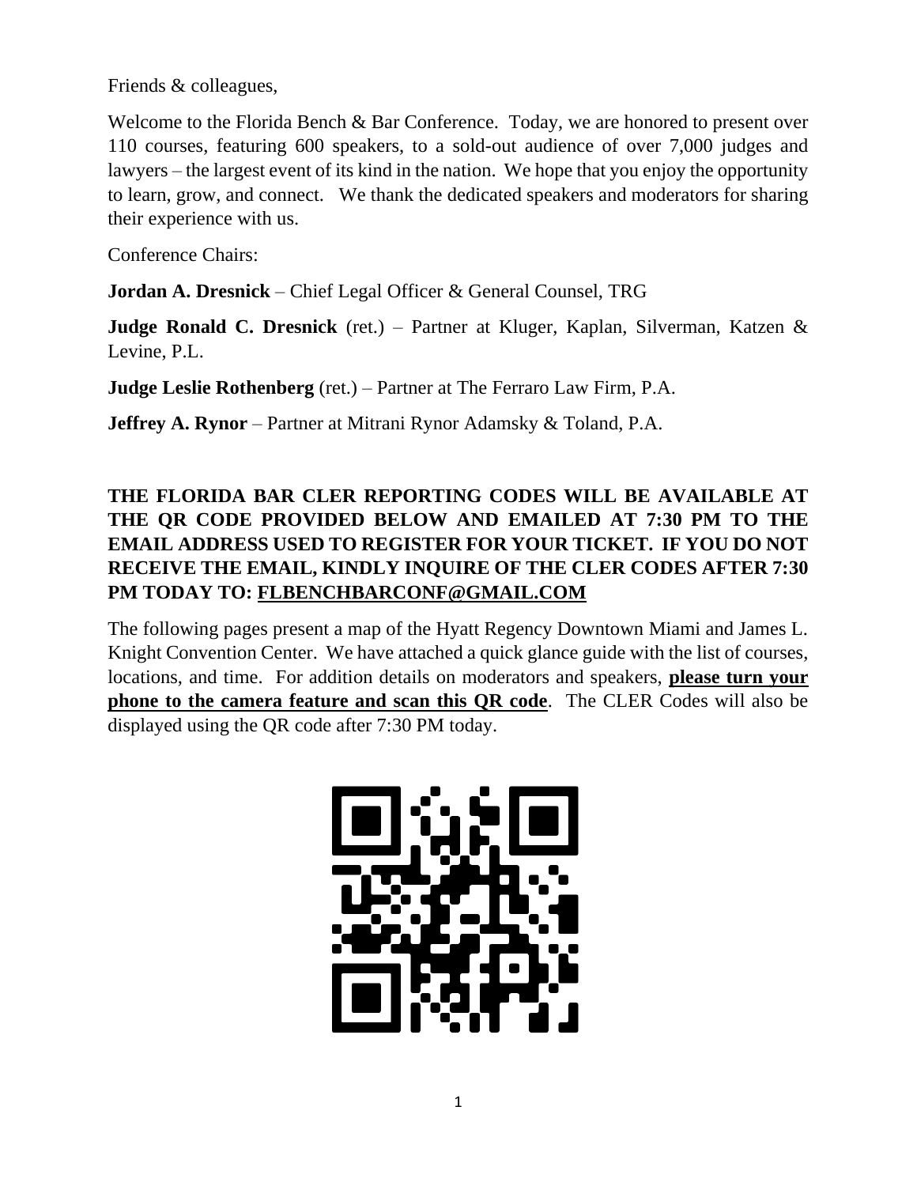Friends & colleagues,

Welcome to the Florida Bench & Bar Conference. Today, we are honored to present over 110 courses, featuring 600 speakers, to a sold-out audience of over 7,000 judges and lawyers – the largest event of its kind in the nation. We hope that you enjoy the opportunity to learn, grow, and connect. We thank the dedicated speakers and moderators for sharing their experience with us.

Conference Chairs:

**Jordan A. Dresnick** – Chief Legal Officer & General Counsel, TRG

**Judge Ronald C. Dresnick** (ret.) – Partner at Kluger, Kaplan, Silverman, Katzen & Levine, P.L.

**Judge Leslie Rothenberg** (ret.) – Partner at The Ferraro Law Firm, P.A.

**Jeffrey A. Rynor** – Partner at Mitrani Rynor Adamsky & Toland, P.A.

**THE FLORIDA BAR CLER REPORTING CODES WILL BE AVAILABLE AT THE QR CODE PROVIDED BELOW AND EMAILED AT 7:30 PM TO THE EMAIL ADDRESS USED TO REGISTER FOR YOUR TICKET. IF YOU DO NOT RECEIVE THE EMAIL, KINDLY INQUIRE OF THE CLER CODES AFTER 7:30 PM TODAY TO: FLBENCHBARCONF@GMAIL.COM**

The following pages present a map of the Hyatt Regency Downtown Miami and James L. Knight Convention Center. We have attached a quick glance guide with the list of courses, locations, and time. For addition details on moderators and speakers, **please turn your phone to the camera feature and scan this QR code**. The CLER Codes will also be displayed using the QR code after 7:30 PM today.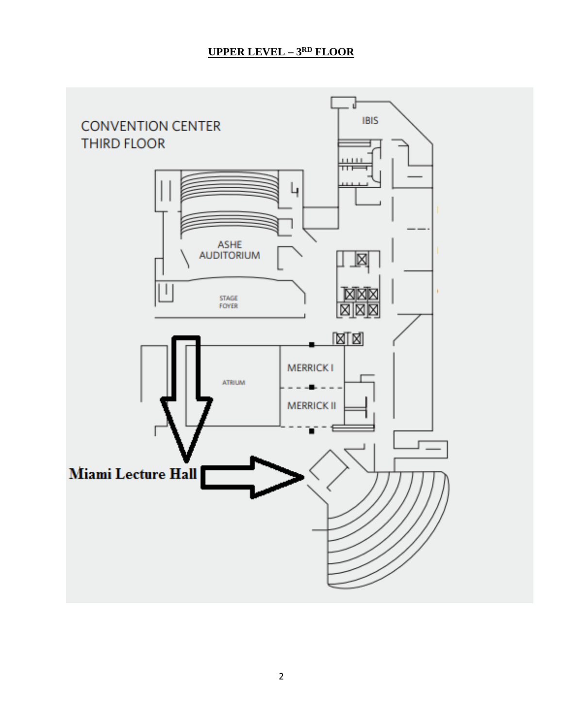# UPPER LEVEL – 3RD FLOOR

CONVENTION CENTER
THIRD FLOOR

IBIS

ASHE AUDITORIUM

STAGE FOYER

ATRIUM

MERRICK I

MERRICK II

**Miami Lecture Hall**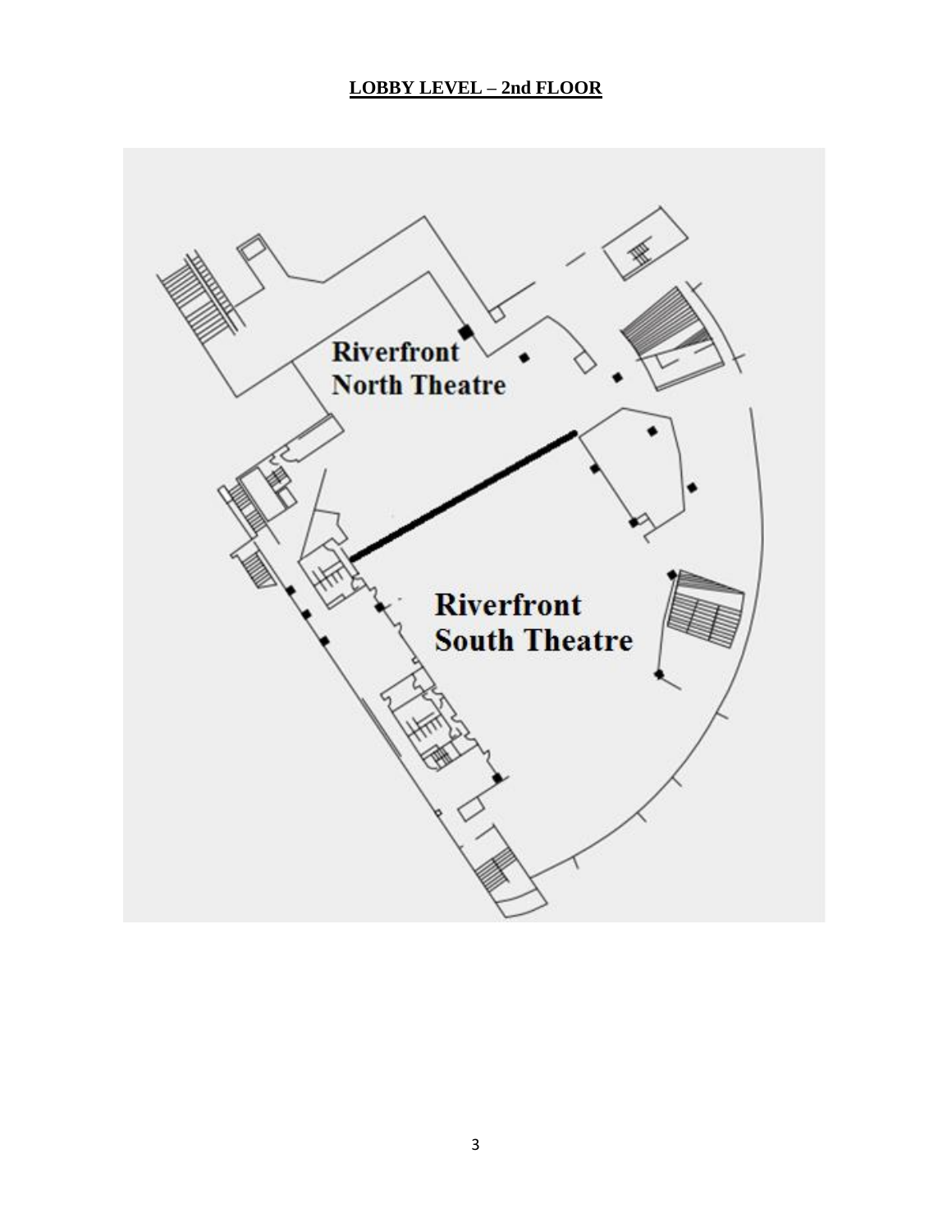**LOBBY LEVEL – 2nd FLOOR**

Riverfront North Theatre

Riverfront South Theatre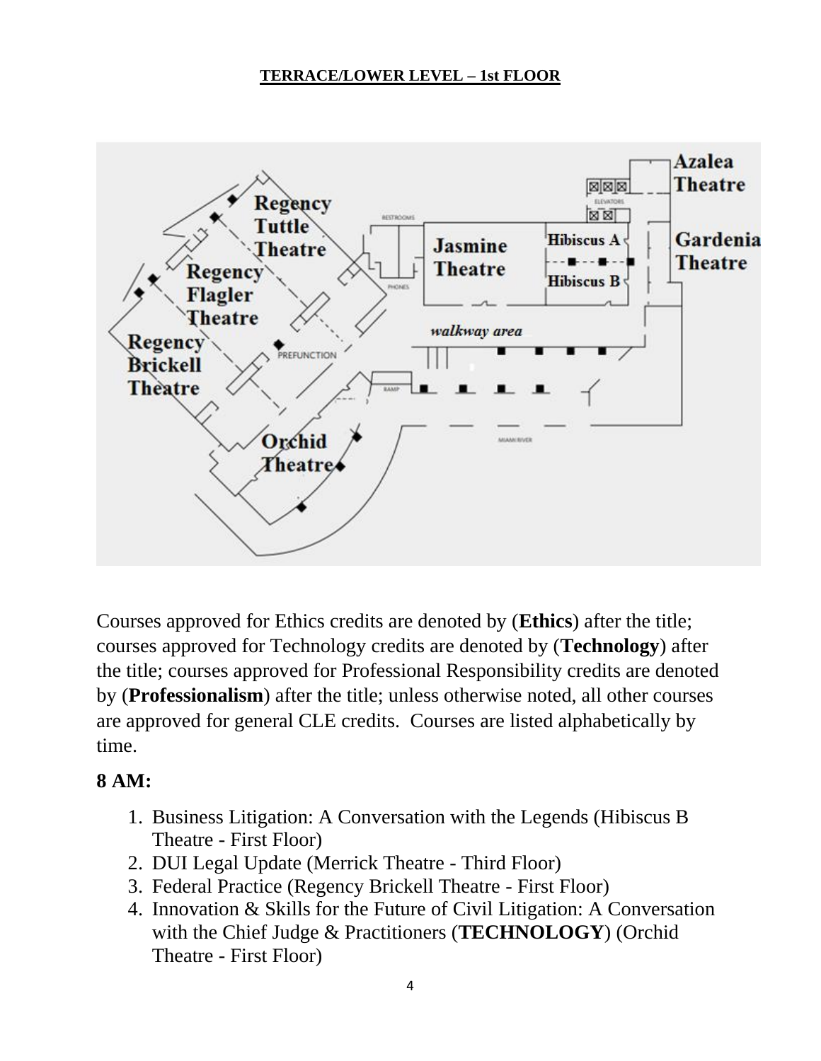**TERRACE/LOWER LEVEL – 1st FLOOR**

Courses approved for Ethics credits are denoted by (**Ethics**) after the title; courses approved for Technology credits are denoted by (**Technology**) after the title; courses approved for Professional Responsibility credits are denoted by (**Professionalism**) after the title; unless otherwise noted, all other courses are approved for general CLE credits. Courses are listed alphabetically by time.

## 8 AM:

1. Business Litigation: A Conversation with the Legends (Hibiscus B Theatre - First Floor)
2. DUI Legal Update (Merrick Theatre - Third Floor)
3. Federal Practice (Regency Brickell Theatre - First Floor)
4. Innovation & Skills for the Future of Civil Litigation: A Conversation with the Chief Judge & Practitioners (**TECHNOLOGY**) (Orchid Theatre - First Floor)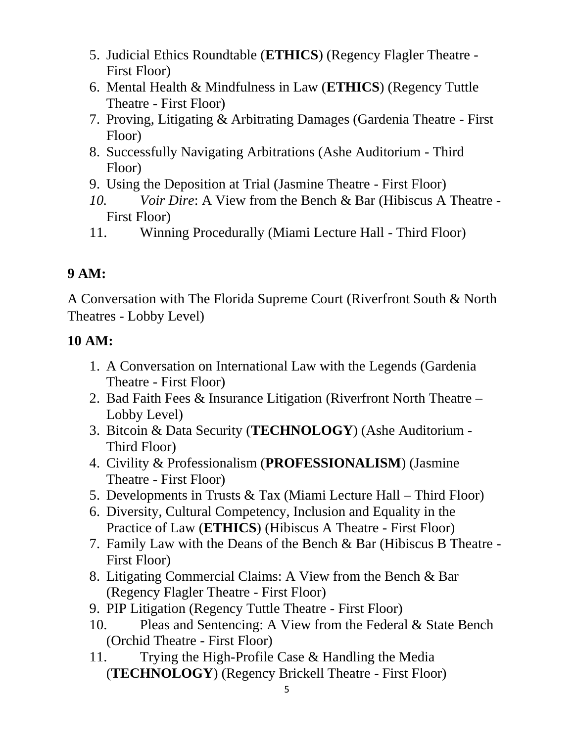5. Judicial Ethics Roundtable (**ETHICS**) (Regency Flagler Theatre - First Floor)
6. Mental Health & Mindfulness in Law (**ETHICS**) (Regency Tuttle Theatre - First Floor)
7. Proving, Litigating & Arbitrating Damages (Gardenia Theatre - First Floor)
8. Successfully Navigating Arbitrations (Ashe Auditorium - Third Floor)
9. Using the Deposition at Trial (Jasmine Theatre - First Floor)
10. *Voir Dire*: A View from the Bench & Bar (Hibiscus A Theatre - First Floor)
11. Winning Procedurally (Miami Lecture Hall - Third Floor)

**9 AM:**

A Conversation with The Florida Supreme Court (Riverfront South & North Theatres - Lobby Level)

**10 AM:**

1. A Conversation on International Law with the Legends (Gardenia Theatre - First Floor)
2. Bad Faith Fees & Insurance Litigation (Riverfront North Theatre – Lobby Level)
3. Bitcoin & Data Security (**TECHNOLOGY**) (Ashe Auditorium - Third Floor)
4. Civility & Professionalism (**PROFESSIONALISM**) (Jasmine Theatre - First Floor)
5. Developments in Trusts & Tax (Miami Lecture Hall – Third Floor)
6. Diversity, Cultural Competency, Inclusion and Equality in the Practice of Law (**ETHICS**) (Hibiscus A Theatre - First Floor)
7. Family Law with the Deans of the Bench & Bar (Hibiscus B Theatre - First Floor)
8. Litigating Commercial Claims: A View from the Bench & Bar (Regency Flagler Theatre - First Floor)
9. PIP Litigation (Regency Tuttle Theatre - First Floor)
10. Pleas and Sentencing: A View from the Federal & State Bench (Orchid Theatre - First Floor)
11. Trying the High-Profile Case & Handling the Media (**TECHNOLOGY**) (Regency Brickell Theatre - First Floor)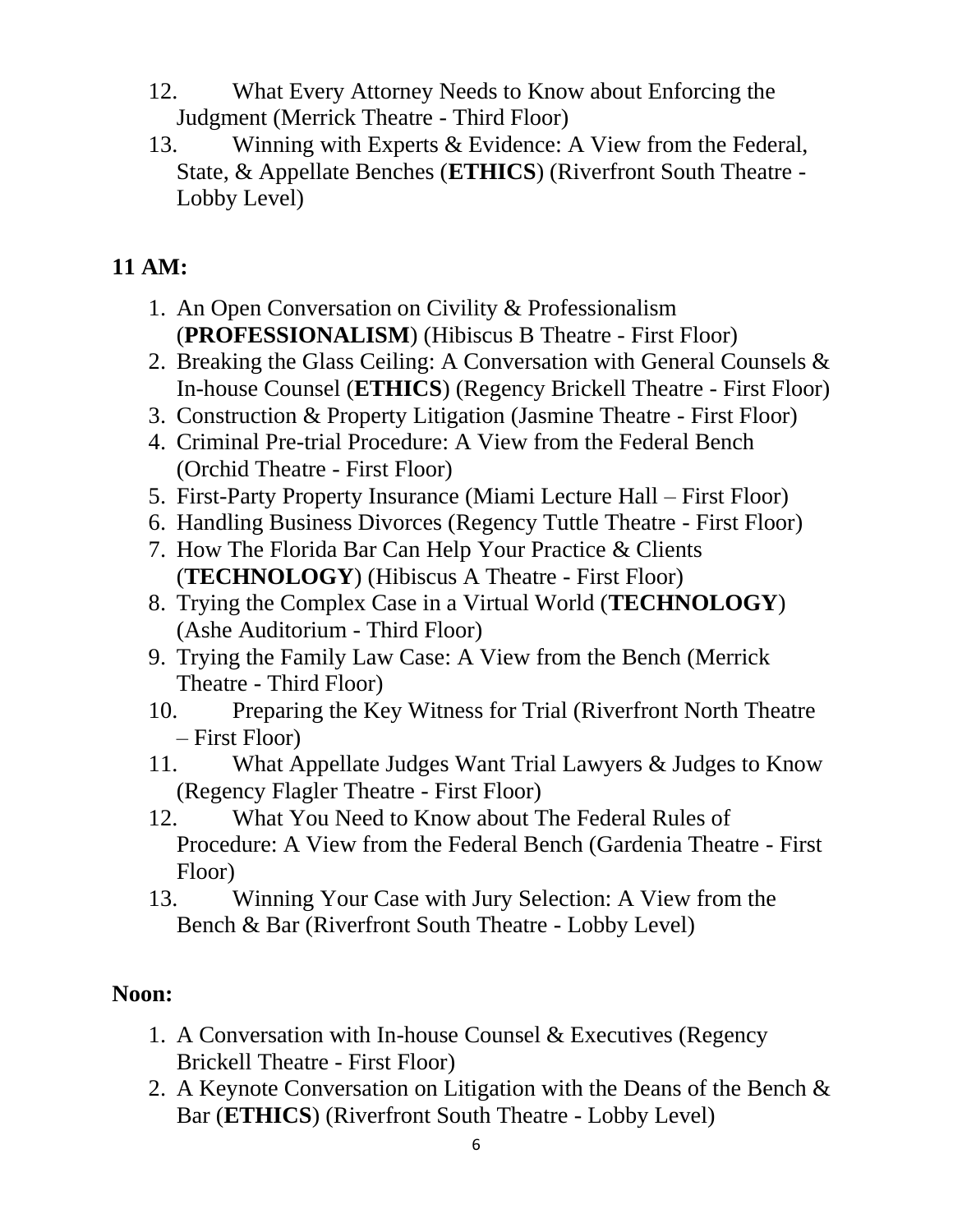12. What Every Attorney Needs to Know about Enforcing the Judgment (Merrick Theatre - Third Floor)
13. Winning with Experts & Evidence: A View from the Federal, State, & Appellate Benches (**ETHICS**) (Riverfront South Theatre - Lobby Level)

## 11 AM:

1. An Open Conversation on Civility & Professionalism (**PROFESSIONALISM**) (Hibiscus B Theatre - First Floor)
2. Breaking the Glass Ceiling: A Conversation with General Counsels & In-house Counsel (**ETHICS**) (Regency Brickell Theatre - First Floor)
3. Construction & Property Litigation (Jasmine Theatre - First Floor)
4. Criminal Pre-trial Procedure: A View from the Federal Bench (Orchid Theatre - First Floor)
5. First-Party Property Insurance (Miami Lecture Hall – First Floor)
6. Handling Business Divorces (Regency Tuttle Theatre - First Floor)
7. How The Florida Bar Can Help Your Practice & Clients (**TECHNOLOGY**) (Hibiscus A Theatre - First Floor)
8. Trying the Complex Case in a Virtual World (**TECHNOLOGY**) (Ashe Auditorium - Third Floor)
9. Trying the Family Law Case: A View from the Bench (Merrick Theatre - Third Floor)
10. Preparing the Key Witness for Trial (Riverfront North Theatre – First Floor)
11. What Appellate Judges Want Trial Lawyers & Judges to Know (Regency Flagler Theatre - First Floor)
12. What You Need to Know about The Federal Rules of Procedure: A View from the Federal Bench (Gardenia Theatre - First Floor)
13. Winning Your Case with Jury Selection: A View from the Bench & Bar (Riverfront South Theatre - Lobby Level)

## Noon:

1. A Conversation with In-house Counsel & Executives (Regency Brickell Theatre - First Floor)
2. A Keynote Conversation on Litigation with the Deans of the Bench & Bar (**ETHICS**) (Riverfront South Theatre - Lobby Level)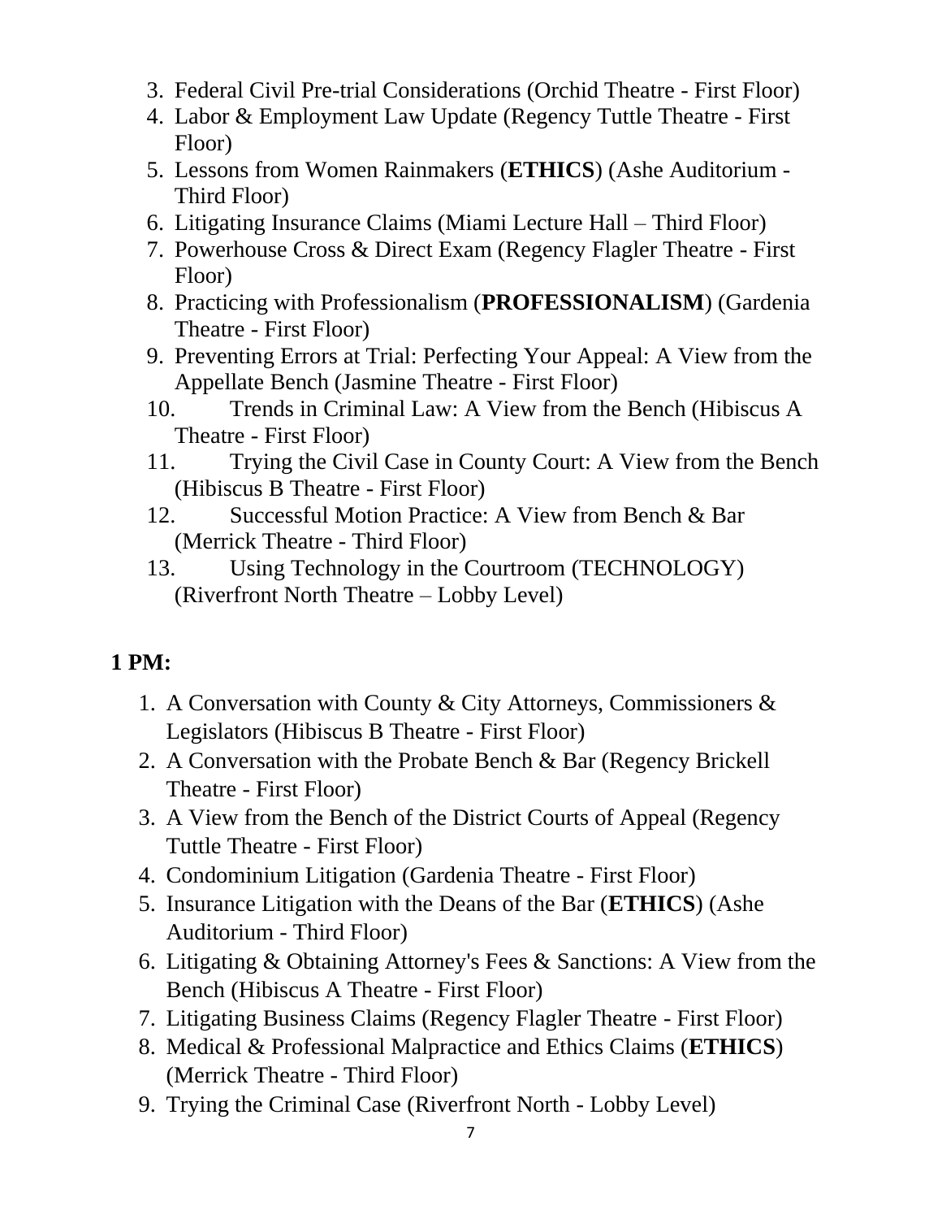3. Federal Civil Pre-trial Considerations (Orchid Theatre - First Floor)
4. Labor & Employment Law Update (Regency Tuttle Theatre - First Floor)
5. Lessons from Women Rainmakers (**ETHICS**) (Ashe Auditorium - Third Floor)
6. Litigating Insurance Claims (Miami Lecture Hall – Third Floor)
7. Powerhouse Cross & Direct Exam (Regency Flagler Theatre - First Floor)
8. Practicing with Professionalism (**PROFESSIONALISM**) (Gardenia Theatre - First Floor)
9. Preventing Errors at Trial: Perfecting Your Appeal: A View from the Appellate Bench (Jasmine Theatre - First Floor)
10. Trends in Criminal Law: A View from the Bench (Hibiscus A Theatre - First Floor)
11. Trying the Civil Case in County Court: A View from the Bench (Hibiscus B Theatre - First Floor)
12. Successful Motion Practice: A View from Bench & Bar (Merrick Theatre - Third Floor)
13. Using Technology in the Courtroom (TECHNOLOGY) (Riverfront North Theatre – Lobby Level)

**1 PM:**

1. A Conversation with County & City Attorneys, Commissioners & Legislators (Hibiscus B Theatre - First Floor)
2. A Conversation with the Probate Bench & Bar (Regency Brickell Theatre - First Floor)
3. A View from the Bench of the District Courts of Appeal (Regency Tuttle Theatre - First Floor)
4. Condominium Litigation (Gardenia Theatre - First Floor)
5. Insurance Litigation with the Deans of the Bar (**ETHICS**) (Ashe Auditorium - Third Floor)
6. Litigating & Obtaining Attorney's Fees & Sanctions: A View from the Bench (Hibiscus A Theatre - First Floor)
7. Litigating Business Claims (Regency Flagler Theatre - First Floor)
8. Medical & Professional Malpractice and Ethics Claims (**ETHICS**) (Merrick Theatre - Third Floor)
9. Trying the Criminal Case (Riverfront North - Lobby Level)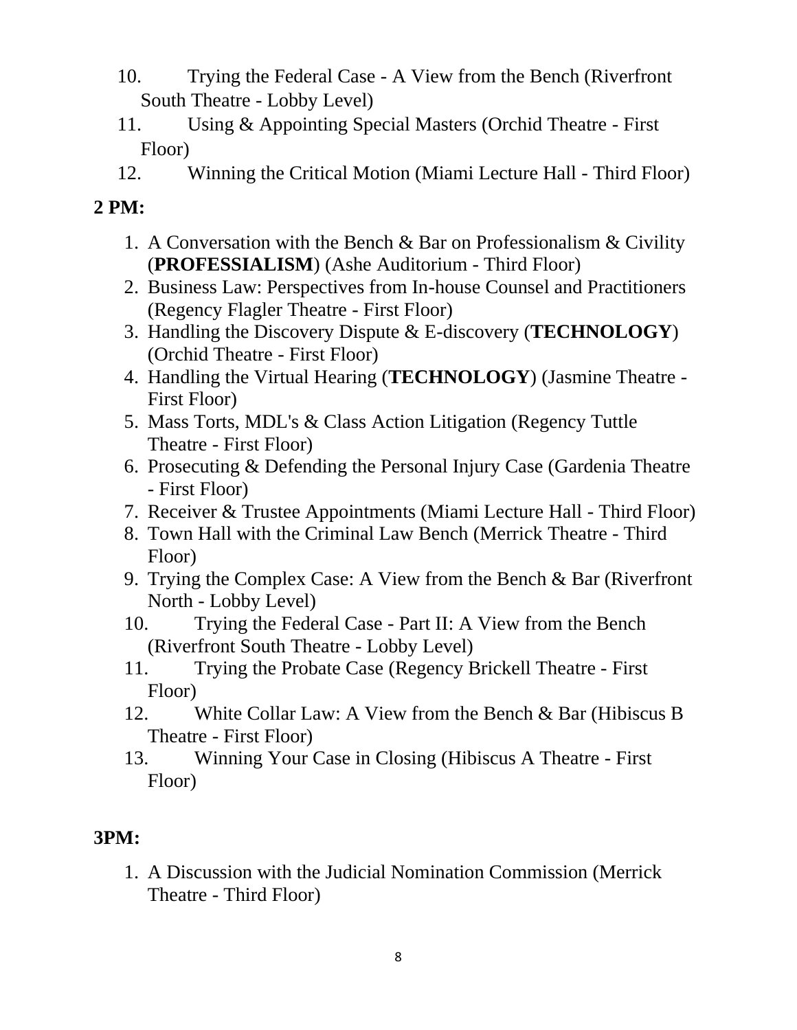10. Trying the Federal Case - A View from the Bench (Riverfront South Theatre - Lobby Level)
11. Using & Appointing Special Masters (Orchid Theatre - First Floor)
12. Winning the Critical Motion (Miami Lecture Hall - Third Floor)

**2 PM:**

1. A Conversation with the Bench & Bar on Professionalism & Civility (**PROFESSIALISM**) (Ashe Auditorium - Third Floor)
2. Business Law: Perspectives from In-house Counsel and Practitioners (Regency Flagler Theatre - First Floor)
3. Handling the Discovery Dispute & E-discovery (**TECHNOLOGY**) (Orchid Theatre - First Floor)
4. Handling the Virtual Hearing (**TECHNOLOGY**) (Jasmine Theatre - First Floor)
5. Mass Torts, MDL's & Class Action Litigation (Regency Tuttle Theatre - First Floor)
6. Prosecuting & Defending the Personal Injury Case (Gardenia Theatre - First Floor)
7. Receiver & Trustee Appointments (Miami Lecture Hall - Third Floor)
8. Town Hall with the Criminal Law Bench (Merrick Theatre - Third Floor)
9. Trying the Complex Case: A View from the Bench & Bar (Riverfront North - Lobby Level)
10. Trying the Federal Case - Part II: A View from the Bench (Riverfront South Theatre - Lobby Level)
11. Trying the Probate Case (Regency Brickell Theatre - First Floor)
12. White Collar Law: A View from the Bench & Bar (Hibiscus B Theatre - First Floor)
13. Winning Your Case in Closing (Hibiscus A Theatre - First Floor)

**3PM:**

1. A Discussion with the Judicial Nomination Commission (Merrick Theatre - Third Floor)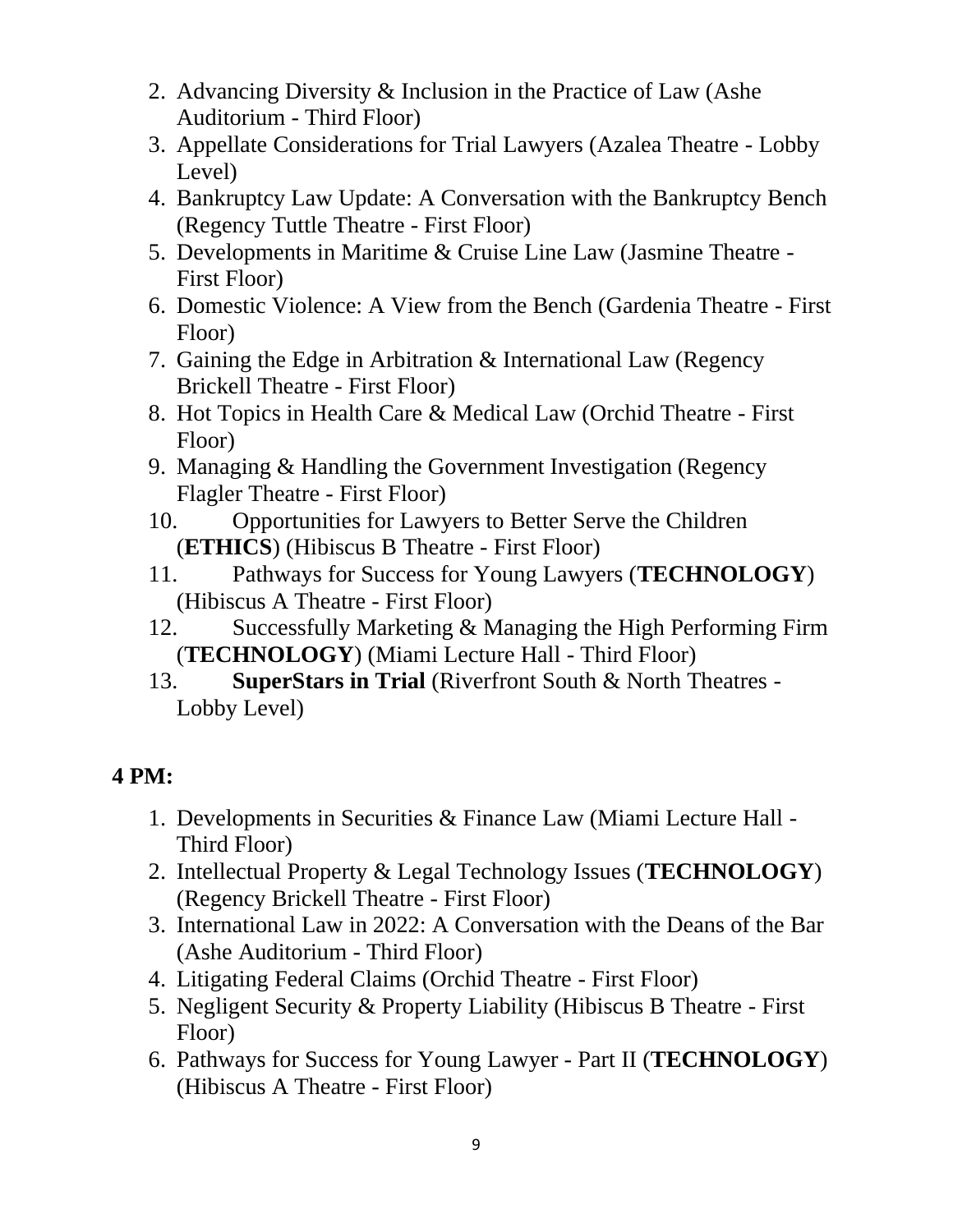2. Advancing Diversity & Inclusion in the Practice of Law (Ashe Auditorium - Third Floor)
3. Appellate Considerations for Trial Lawyers (Azalea Theatre - Lobby Level)
4. Bankruptcy Law Update: A Conversation with the Bankruptcy Bench (Regency Tuttle Theatre - First Floor)
5. Developments in Maritime & Cruise Line Law (Jasmine Theatre - First Floor)
6. Domestic Violence: A View from the Bench (Gardenia Theatre - First Floor)
7. Gaining the Edge in Arbitration & International Law (Regency Brickell Theatre - First Floor)
8. Hot Topics in Health Care & Medical Law (Orchid Theatre - First Floor)
9. Managing & Handling the Government Investigation (Regency Flagler Theatre - First Floor)
10. Opportunities for Lawyers to Better Serve the Children (**ETHICS**) (Hibiscus B Theatre - First Floor)
11. Pathways for Success for Young Lawyers (**TECHNOLOGY**) (Hibiscus A Theatre - First Floor)
12. Successfully Marketing & Managing the High Performing Firm (**TECHNOLOGY**) (Miami Lecture Hall - Third Floor)
13. **SuperStars in Trial** (Riverfront South & North Theatres - Lobby Level)

**4 PM:**

1. Developments in Securities & Finance Law (Miami Lecture Hall - Third Floor)
2. Intellectual Property & Legal Technology Issues (**TECHNOLOGY**) (Regency Brickell Theatre - First Floor)
3. International Law in 2022: A Conversation with the Deans of the Bar (Ashe Auditorium - Third Floor)
4. Litigating Federal Claims (Orchid Theatre - First Floor)
5. Negligent Security & Property Liability (Hibiscus B Theatre - First Floor)
6. Pathways for Success for Young Lawyer - Part II (**TECHNOLOGY**) (Hibiscus A Theatre - First Floor)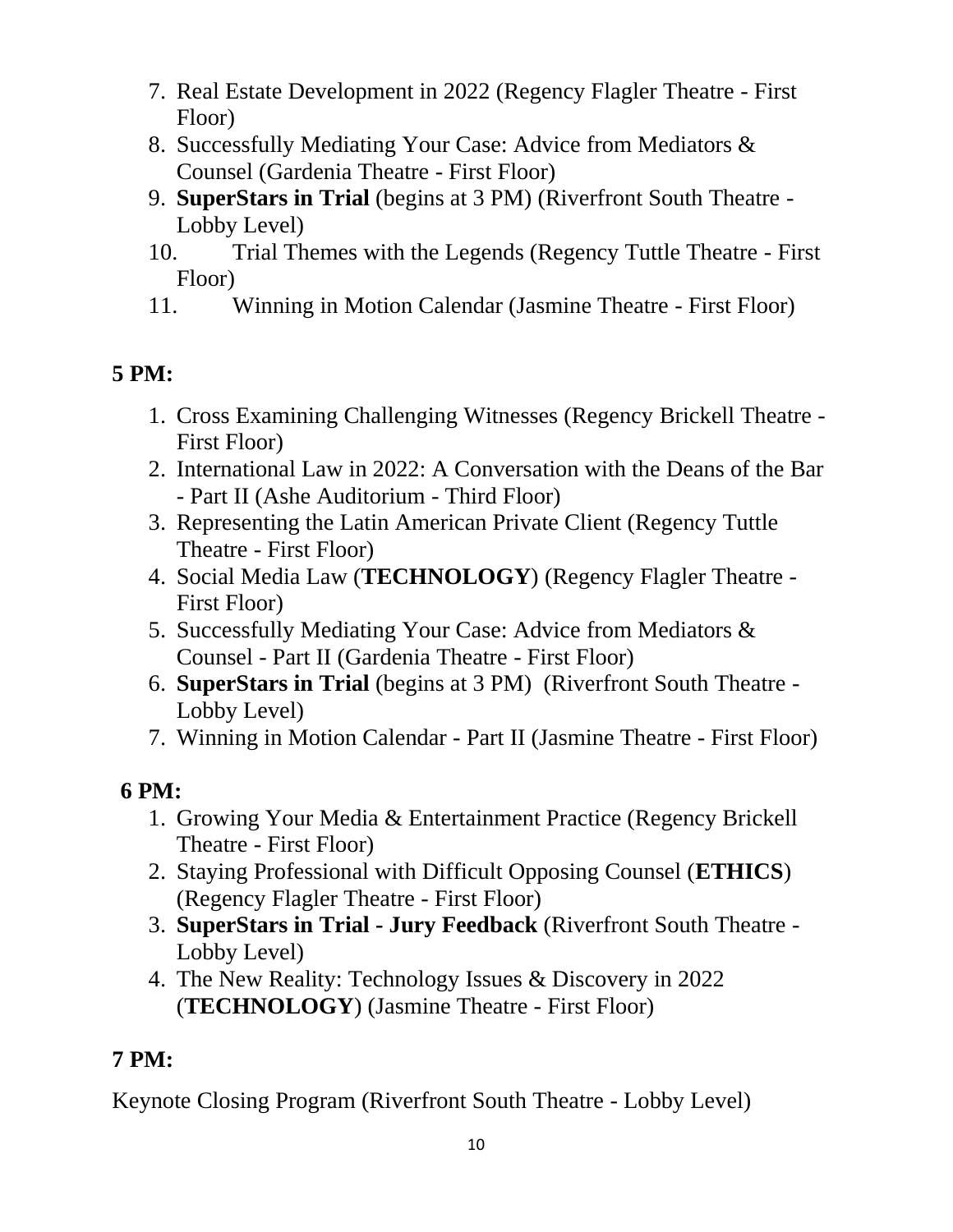7. Real Estate Development in 2022 (Regency Flagler Theatre - First Floor)
8. Successfully Mediating Your Case: Advice from Mediators & Counsel (Gardenia Theatre - First Floor)
9. **SuperStars in Trial** (begins at 3 PM) (Riverfront South Theatre - Lobby Level)
10. Trial Themes with the Legends (Regency Tuttle Theatre - First Floor)
11. Winning in Motion Calendar (Jasmine Theatre - First Floor)

**5 PM:**

1. Cross Examining Challenging Witnesses (Regency Brickell Theatre - First Floor)
2. International Law in 2022: A Conversation with the Deans of the Bar - Part II (Ashe Auditorium - Third Floor)
3. Representing the Latin American Private Client (Regency Tuttle Theatre - First Floor)
4. Social Media Law (**TECHNOLOGY**) (Regency Flagler Theatre - First Floor)
5. Successfully Mediating Your Case: Advice from Mediators & Counsel - Part II (Gardenia Theatre - First Floor)
6. **SuperStars in Trial** (begins at 3 PM) (Riverfront South Theatre - Lobby Level)
7. Winning in Motion Calendar - Part II (Jasmine Theatre - First Floor)

**6 PM:**

1. Growing Your Media & Entertainment Practice (Regency Brickell Theatre - First Floor)
2. Staying Professional with Difficult Opposing Counsel (**ETHICS**) (Regency Flagler Theatre - First Floor)
3. **SuperStars in Trial - Jury Feedback** (Riverfront South Theatre - Lobby Level)
4. The New Reality: Technology Issues & Discovery in 2022 (**TECHNOLOGY**) (Jasmine Theatre - First Floor)

**7 PM:**

Keynote Closing Program (Riverfront South Theatre - Lobby Level)